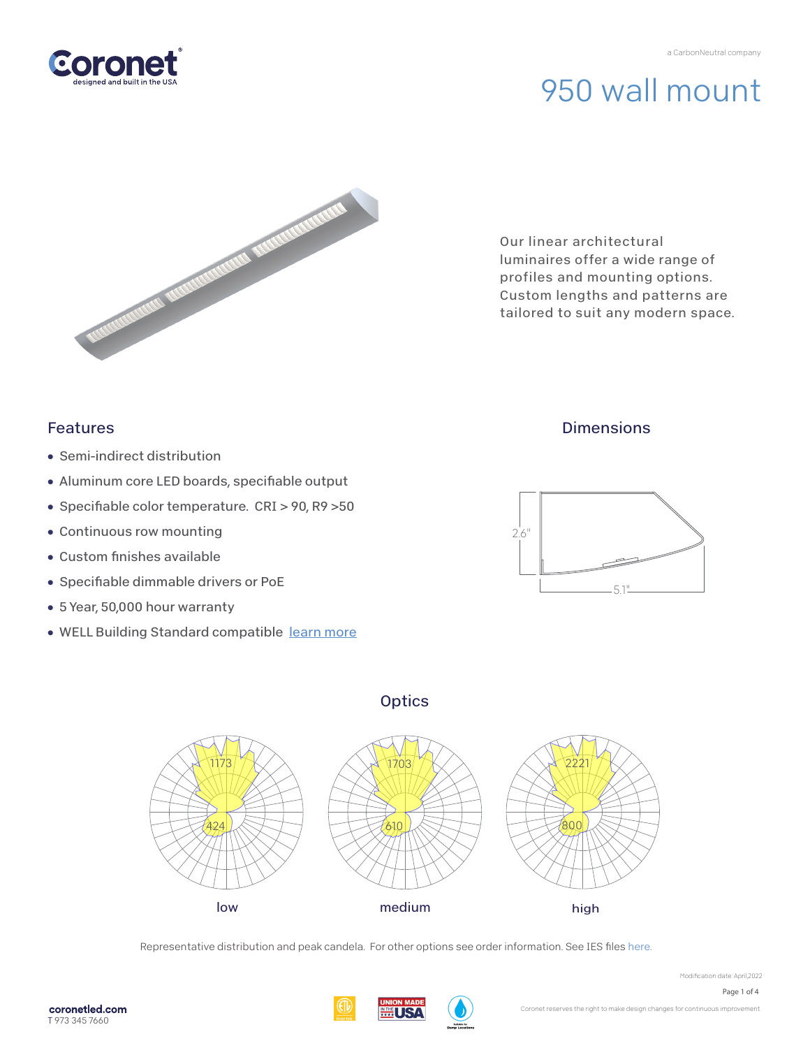Coronet
designed and built in the USA

a CarbonNeutral company

# 950 wall mount

Our linear architectural luminaires offer a wide range of profiles and mounting options. Custom lengths and patterns are tailored to suit any modern space.

## Features

- Semi-indirect distribution
- Aluminum core LED boards, specifiable output
- Specifiable color temperature. CRI > 90, R9 >50
- Continuous row mounting
- Custom finishes available
- Specifiable dimmable drivers or PoE
- 5 Year, 50,000 hour warranty
- WELL Building Standard compatible learn more

## Dimensions

2.6"

5.1"

## Optics

| low | medium | high |
|---|---|---|
| 1173 | 1703 | 2221 |
| 424 | 610 | 800 |

Representative distribution and peak candela. For other options see order information. See IES files here.

Modification date: April,2022

coronetled.com
T 973 345 7660

Coronet reserves the right to make design changes for continuous improvement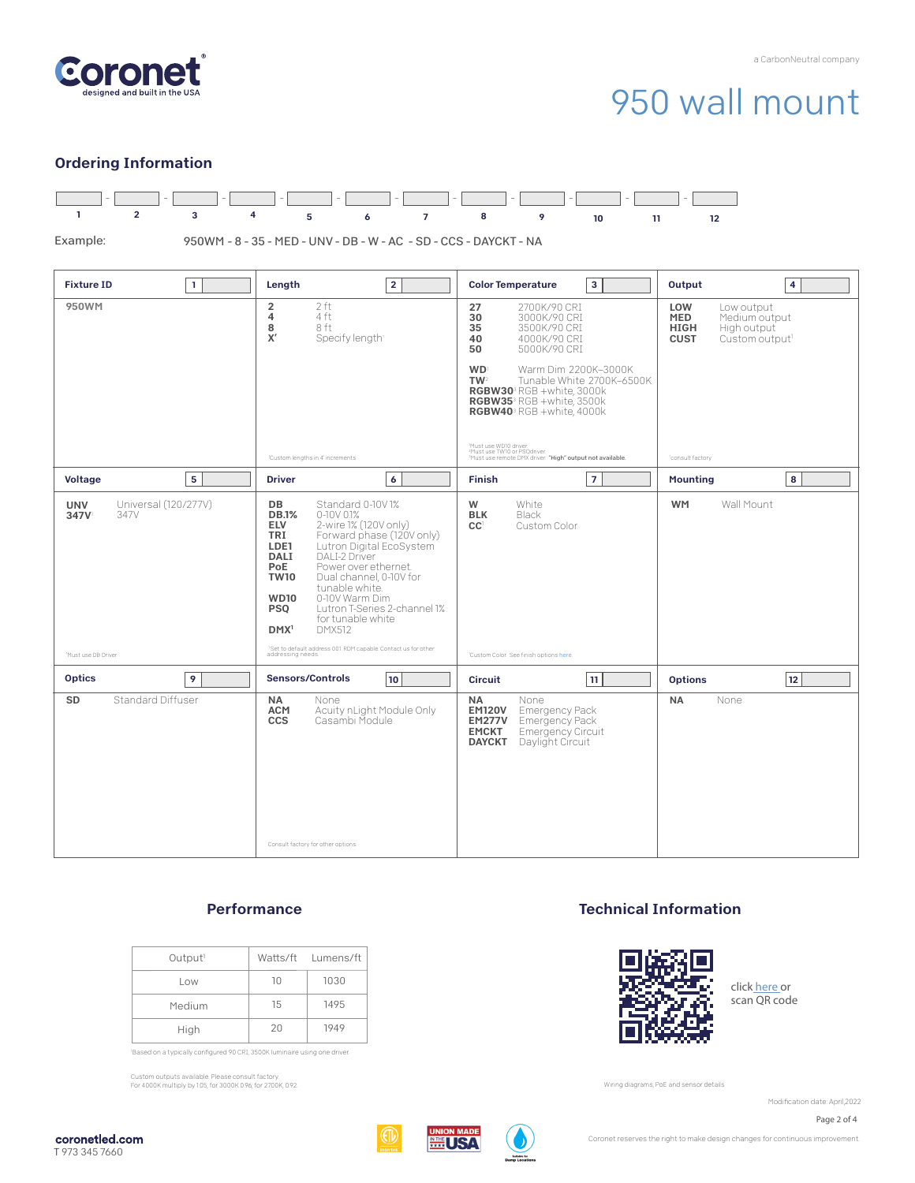# 950 wall mount

## Ordering Information

| 1 | 2 | 3 | 4 | 5 | 6 | 7 | 8 | 9 | 10 | 11 | 12 |
|---|---|---|---|---|---|---|---|---|---|---|---|

Example: 950WM - 8 - 35 - MED - UNV - DB - W - AC - SD - CCS - DAYCKT - NA

### Fixture ID [1]

**950WM**

### Length [2]

| Code | Description |
|---|---|
| **2** | 2 ft |
| **4** | 4 ft |
| **8** | 8 ft |
| **X'** | Specify length[1] |

[1]Custom lengths in 4' increments

### Color Temperature [3]

| Code | Description |
|---|---|
| **27** | 2700K/90 CRI |
| **30** | 3000K/90 CRI |
| **35** | 3500K/90 CRI |
| **40** | 4000K/90 CRI |
| **50** | 5000K/90 CRI |
| **WD**[1] | Warm Dim 2200K–3000K |
| **TW**[2] | Tunable White 2700K–6500K |
| **RGBW30**[3] | RGB +white, 3000k |
| **RGBW35**[3] | RGB +white, 3500k |
| **RGBW40**[3] | RGB +white, 4000k |

[1]Must use WD10 driver.
[2]Must use TW10 or PSQdriver.
[3]Must use remote DMX driver. **"High" output not available.**

### Output [4]

| Code | Description |
|---|---|
| **LOW** | Low output |
| **MED** | Medium output |
| **HIGH** | High output |
| **CUST** | Custom output[1] |

[1]consult factory

### Voltage [5]

| Code | Description |
|---|---|
| **UNV** | Universal (120/277V) |
| **347V**[1] | 347V |

[1]Must use DB Driver

### Driver [6]

| Code | Description |
|---|---|
| **DB** | Standard 0-10V 1% |
| **DB.1%** | 0-10V 0.1% |
| **ELV** | 2-wire 1% (120V only) |
| **TRI** | Forward phase (120V only) |
| **LDE1** | Lutron Digital EcoSystem |
| **DALI** | DALI-2 Driver |
| **PoE** | Power over ethernet |
| **TW10** | Dual channel, 0-10V for tunable white |
| **WD10** | 0-10V Warm Dim |
| **PSQ** | Lutron T-Series 2-channel 1% for tunable white |
| **DMX**[1] | DMX512 |

[1]Set to default address 001. RDM capable. Contact us for other addressing needs.

### Finish [7]

| Code | Description |
|---|---|
| **W** | White |
| **BLK** | Black |
| **CC**[1] | Custom Color |

[1]Custom Color. See finish options here.

### Mounting [8]

| Code | Description |
|---|---|
| **WM** | Wall Mount |

### Optics [9]

| Code | Description |
|---|---|
| **SD** | Standard Diffuser |

### Sensors/Controls [10]

| Code | Description |
|---|---|
| **NA** | None |
| **ACM** | Acuity nLight Module Only |
| **CCS** | Casambi Module |

Consult factory for other options

### Circuit [11]

| Code | Description |
|---|---|
| **NA** | None |
| **EM120V** | Emergency Pack |
| **EM277V** | Emergency Pack |
| **EMCKT** | Emergency Circuit |
| **DAYCKT** | Daylight Circuit |

### Options [12]

| Code | Description |
|---|---|
| **NA** | None |

## Performance

| Output[1] | Watts/ft | Lumens/ft |
|---|---|---|
| Low | 10 | 1030 |
| Medium | 15 | 1495 |
| High | 20 | 1949 |

[1]Based on a typically configured 90 CRI, 3500K luminaire using one driver.

Custom outputs available. Please consult factory.
For 4000K multiply by 1.05; for 3000K 0.96; for 2700K, 0.92

## Technical Information

click here or scan QR code

Wiring diagrams, PoE and sensor details

Modification date: April,2022

coronetled.com
T 973 345 7660

Coronet reserves the right to make design changes for continuous improvement.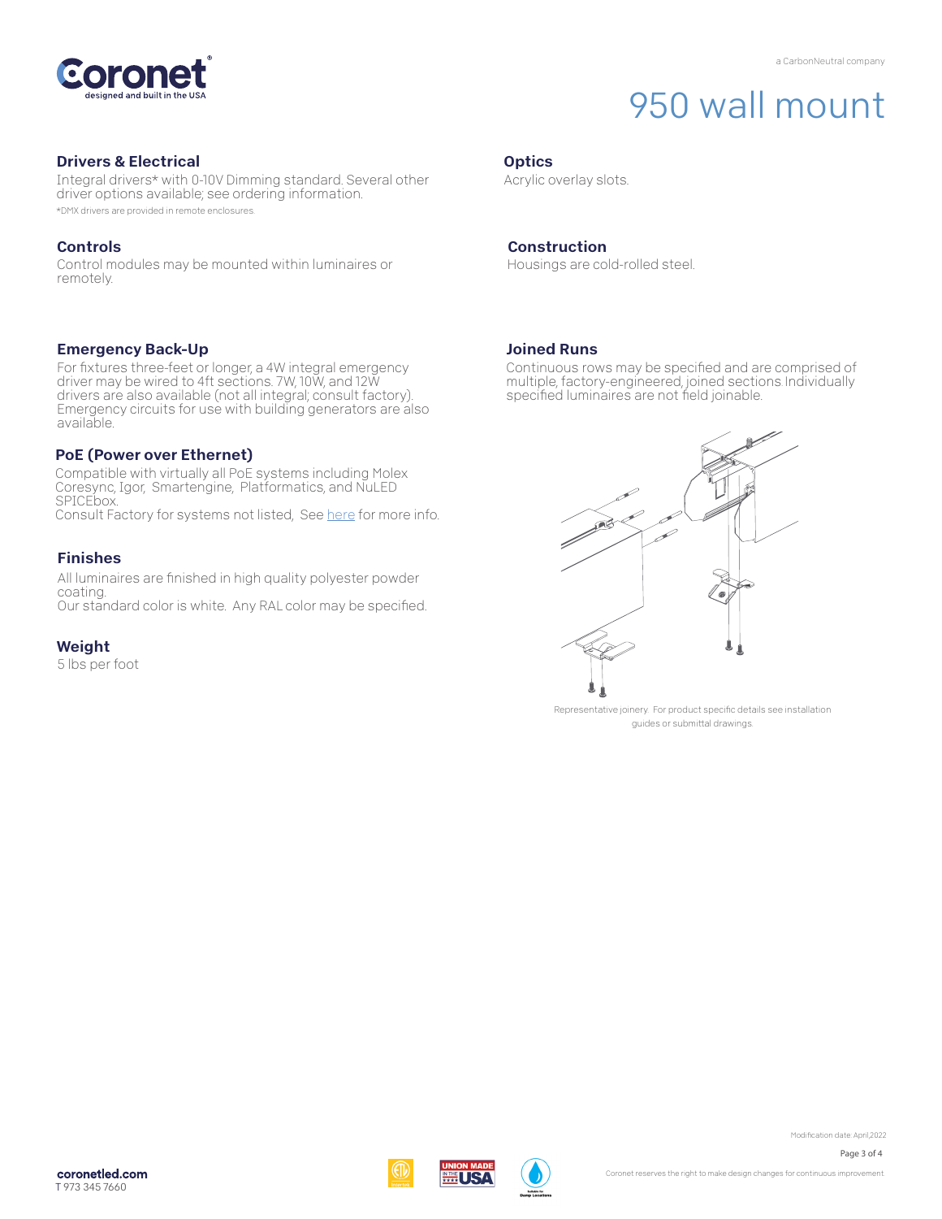# 950 wall mount

## Drivers & Electrical

Integral drivers* with 0-10V Dimming standard. Several other driver options available; see ordering information.

*DMX drivers are provided in remote enclosures.

## Controls

Control modules may be mounted within luminaires or remotely.

## Emergency Back-Up

For fixtures three-feet or longer, a 4W integral emergency driver may be wired to 4ft sections. 7W, 10W, and 12W drivers are also available (not all integral; consult factory). Emergency circuits for use with building generators are also available.

## PoE (Power over Ethernet)

Compatible with virtually all PoE systems including Molex Coresync, Igor, Smartengine, Platformatics, and NuLED SPICEbox.
Consult Factory for systems not listed, See here for more info.

## Finishes

All luminaires are finished in high quality polyester powder coating.
Our standard color is white. Any RAL color may be specified.

## Weight

5 lbs per foot

## Optics

Acrylic overlay slots.

## Construction

Housings are cold-rolled steel.

## Joined Runs

Continuous rows may be specified and are comprised of multiple, factory-engineered, joined sections Individually specified luminaires are not field joinable.

Representative joinery. For product specific details see installation guides or submittal drawings.

coronetled.com
T 973 345 7660

Modification date: April,2022

Coronet reserves the right to make design changes for continuous improvement.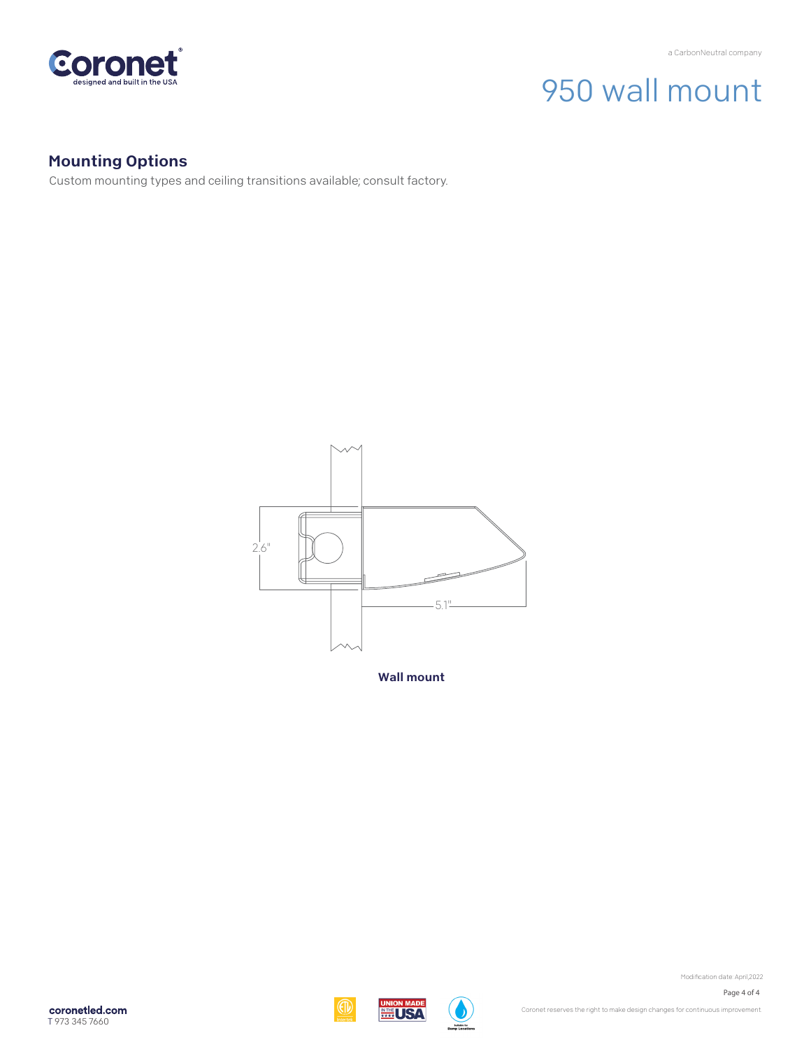# 950 wall mount

## Mounting Options

Custom mounting types and ceiling transitions available; consult factory.

2.6"

5.1"

**Wall mount**

coronetled.com
T 973 345 7660

Modification date: April,2022

Coronet reserves the right to make design changes for continuous improvement.